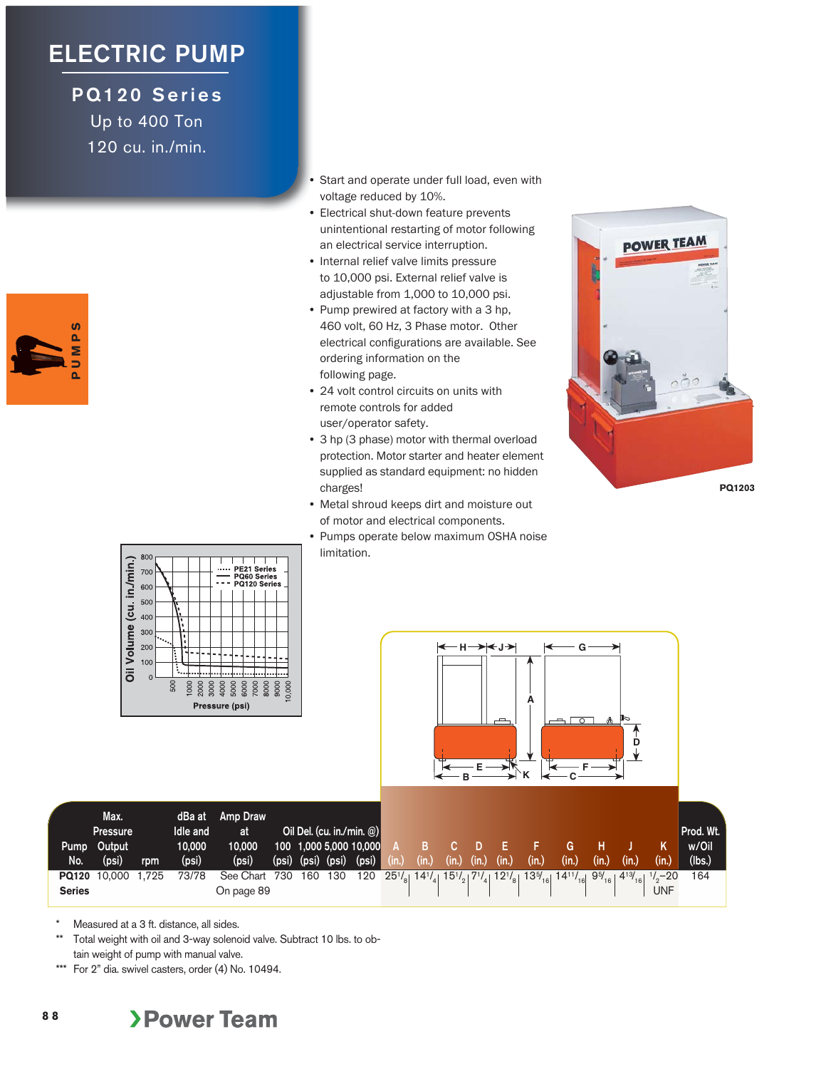# ELECTRIC PUMP

## PQ120 Series

Up to 400 Ton

120 cu. in./min.

- Start and operate under full load, even with voltage reduced by 10%.
- Electrical shut-down feature prevents unintentional restarting of motor following an electrical service interruption.
- Internal relief valve limits pressure to 10,000 psi. External relief valve is adjustable from 1,000 to 10,000 psi.
- Pump prewired at factory with a 3 hp, 460 volt, 60 Hz, 3 Phase motor. Other electrical configurations are available. See ordering information on the following page.
- 24 volt control circuits on units with remote controls for added user/operator safety.
- 3 hp (3 phase) motor with thermal overload protection. Motor starter and heater element supplied as standard equipment: no hidden charges!
- Metal shroud keeps dirt and moisture out of motor and electrical components.
- Pumps operate below maximum OSHA noise limitation.

PQ1203

| Pump No. | Max. Pressure Output (psi) | rpm | dBa at Idle and 10,000 (psi) | Amp Draw at 10,000 (psi) | Oil Del. (cu. in./min. @) 100 (psi) | 1,000 (psi) | 5,000 (psi) | 10,000 (psi) | A (in.) | B (in.) | C (in.) | D (in.) | E (in.) | F (in.) | G (in.) | H (in.) | J (in.) | K (in.) | Prod. Wt. w/Oil (lbs.) |
|---|---|---|---|---|---|---|---|---|---|---|---|---|---|---|---|---|---|---|---|
| PQ120 Series | 10,000 | 1,725 | 73/78 | See Chart On page 89 | 730 | 160 | 130 | 120 | 25 1/8 | 14 1/4 | 15 1/2 | 7 1/4 | 12 1/8 | 13 5/16 | 14 11/16 | 9 5/16 | 4 13/16 | 1/2–20 UNF | 164 |

\* Measured at a 3 ft. distance, all sides.

\*\* Total weight with oil and 3-way solenoid valve. Subtract 10 lbs. to obtain weight of pump with manual valve.

\*\*\* For 2" dia. swivel casters, order (4) No. 10494.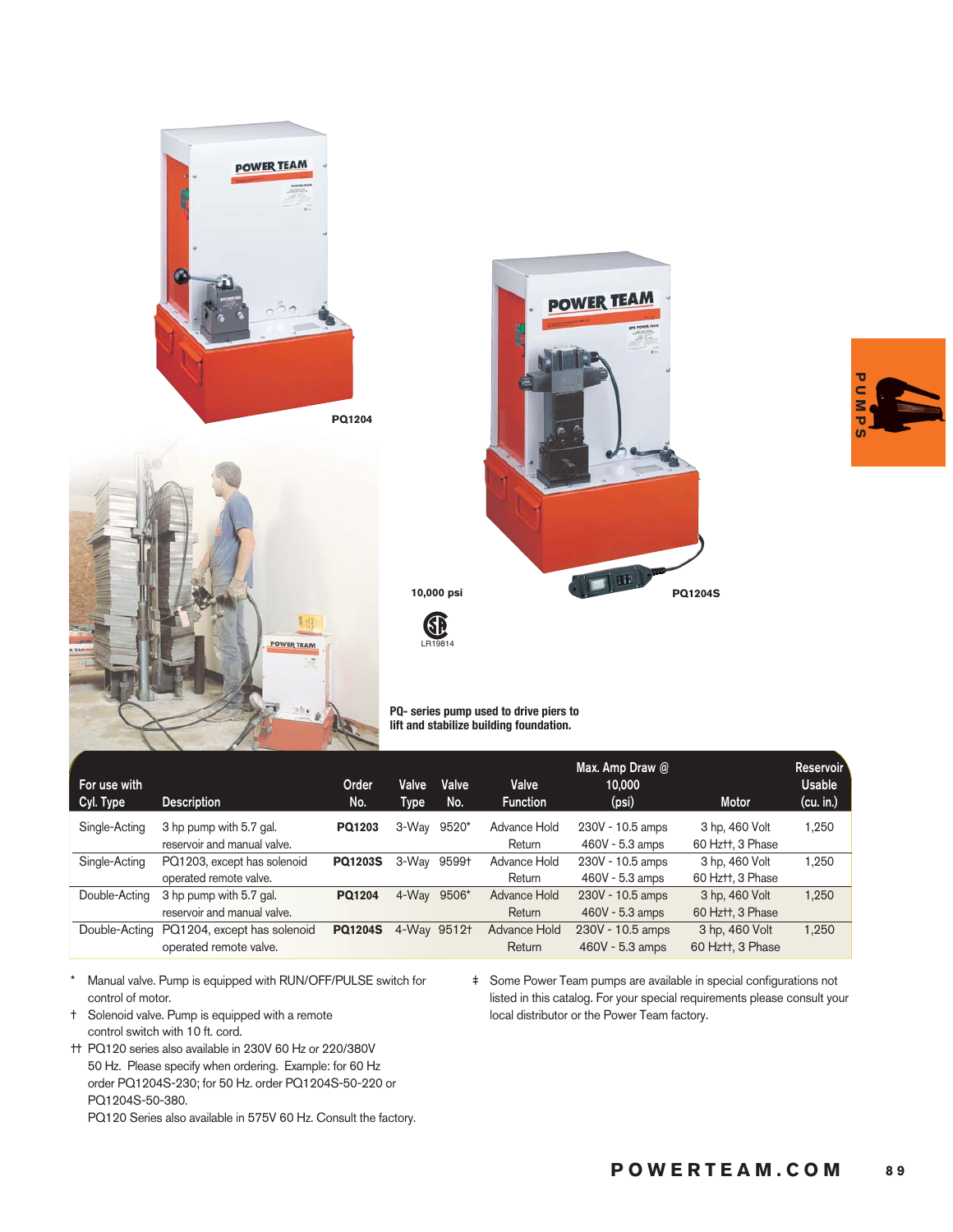PQ1204

10,000 psi

LR19814

PQ1204S

PQ- series pump used to drive piers to lift and stabilize building foundation.

| For use with Cyl. Type | Description | Order No. | Valve Type | Valve No. | Valve Function | Max. Amp Draw @ 10,000 (psi) | Motor | Reservoir Usable (cu. in.) |
|---|---|---|---|---|---|---|---|---|
| Single-Acting | 3 hp pump with 5.7 gal. reservoir and manual valve. | **PQ1203** | 3-Way | 9520* | Advance Hold Return | 230V - 10.5 amps 460V - 5.3 amps | 3 hp, 460 Volt 60 Hz††, 3 Phase | 1,250 |
| Single-Acting | PQ1203, except has solenoid operated remote valve. | **PQ1203S** | 3-Way | 9599† | Advance Hold Return | 230V - 10.5 amps 460V - 5.3 amps | 3 hp, 460 Volt 60 Hz††, 3 Phase | 1,250 |
| Double-Acting | 3 hp pump with 5.7 gal. reservoir and manual valve. | **PQ1204** | 4-Way | 9506* | Advance Hold Return | 230V - 10.5 amps 460V - 5.3 amps | 3 hp, 460 Volt 60 Hz††, 3 Phase | 1,250 |
| Double-Acting | PQ1204, except has solenoid operated remote valve. | **PQ1204S** | 4-Way | 9512† | Advance Hold Return | 230V - 10.5 amps 460V - 5.3 amps | 3 hp, 460 Volt 60 Hz††, 3 Phase | 1,250 |

\* Manual valve. Pump is equipped with RUN/OFF/PULSE switch for control of motor.

† Solenoid valve. Pump is equipped with a remote control switch with 10 ft. cord.

†† PQ120 series also available in 230V 60 Hz or 220/380V 50 Hz. Please specify when ordering. Example: for 60 Hz order PQ1204S-230; for 50 Hz. order PQ1204S-50-220 or PQ1204S-50-380.
PQ120 Series also available in 575V 60 Hz. Consult the factory.

‡ Some Power Team pumps are available in special configurations not listed in this catalog. For your special requirements please consult your local distributor or the Power Team factory.

POWERTEAM.COM